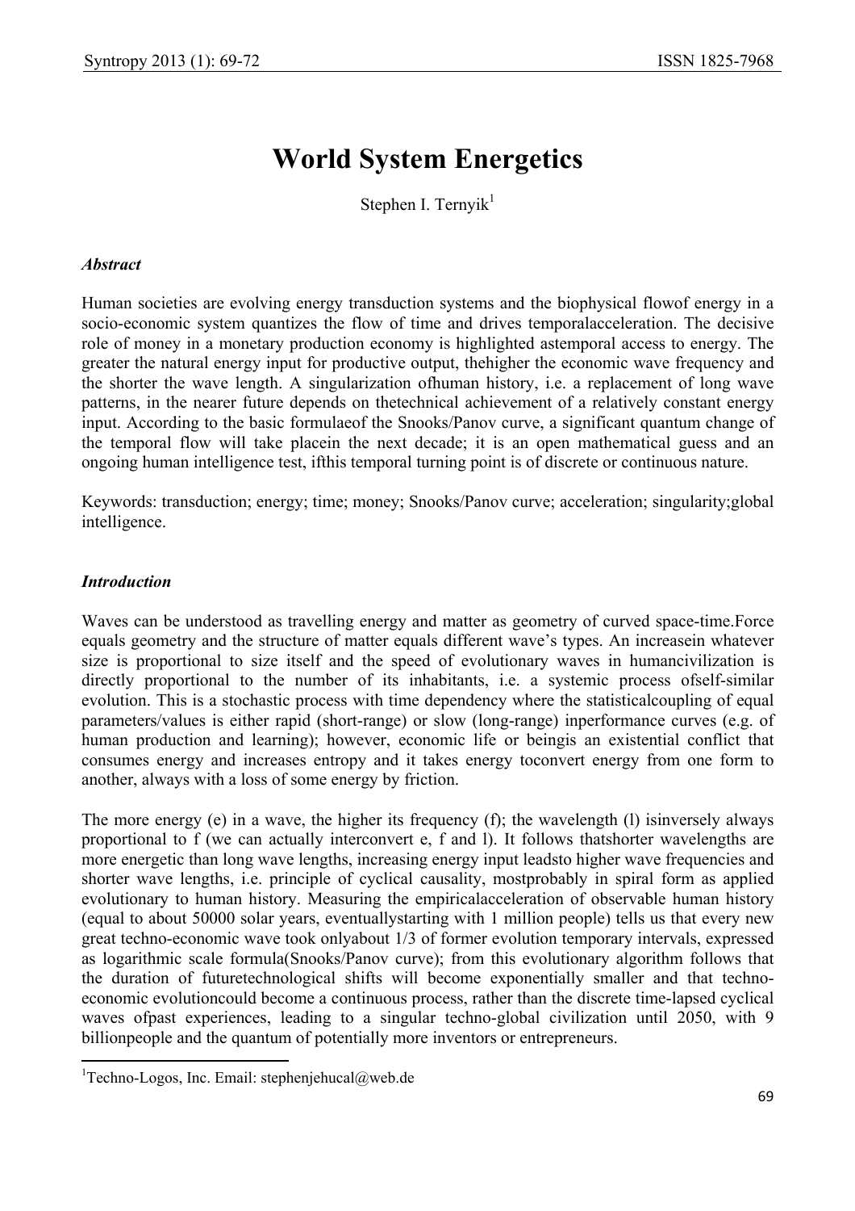# World System Energetics

Stephen I. Ternyik[1]

### *Abstract*

Human societies are evolving energy transduction systems and the biophysical flowof energy in a socio-economic system quantizes the flow of time and drives temporalacceleration. The decisive role of money in a monetary production economy is highlighted astemporal access to energy. The greater the natural energy input for productive output, thehigher the economic wave frequency and the shorter the wave length. A singularization ofhuman history, i.e. a replacement of long wave patterns, in the nearer future depends on thetechnical achievement of a relatively constant energy input. According to the basic formulaeof the Snooks/Panov curve, a significant quantum change of the temporal flow will take placein the next decade; it is an open mathematical guess and an ongoing human intelligence test, ifthis temporal turning point is of discrete or continuous nature.

Keywords: transduction; energy; time; money; Snooks/Panov curve; acceleration; singularity;global intelligence.

### *Introduction*

Waves can be understood as travelling energy and matter as geometry of curved space-time.Force equals geometry and the structure of matter equals different wave's types. An increasein whatever size is proportional to size itself and the speed of evolutionary waves in humancivilization is directly proportional to the number of its inhabitants, i.e. a systemic process ofself-similar evolution. This is a stochastic process with time dependency where the statisticalcoupling of equal parameters/values is either rapid (short-range) or slow (long-range) inperformance curves (e.g. of human production and learning); however, economic life or beingis an existential conflict that consumes energy and increases entropy and it takes energy toconvert energy from one form to another, always with a loss of some energy by friction.

The more energy (e) in a wave, the higher its frequency (f); the wavelength (l) isinversely always proportional to f (we can actually interconvert e, f and l). It follows thatshorter wavelengths are more energetic than long wave lengths, increasing energy input leadsto higher wave frequencies and shorter wave lengths, i.e. principle of cyclical causality, mostprobably in spiral form as applied evolutionary to human history. Measuring the empiricalacceleration of observable human history (equal to about 50000 solar years, eventuallystarting with 1 million people) tells us that every new great techno-economic wave took onlyabout 1/3 of former evolution temporary intervals, expressed as logarithmic scale formula(Snooks/Panov curve); from this evolutionary algorithm follows that the duration of futuretechnological shifts will become exponentially smaller and that techno-economic evolutioncould become a continuous process, rather than the discrete time-lapsed cyclical waves ofpast experiences, leading to a singular techno-global civilization until 2050, with 9 billionpeople and the quantum of potentially more inventors or entrepreneurs.

---

[1]Techno-Logos, Inc. Email: stephenjehucal@web.de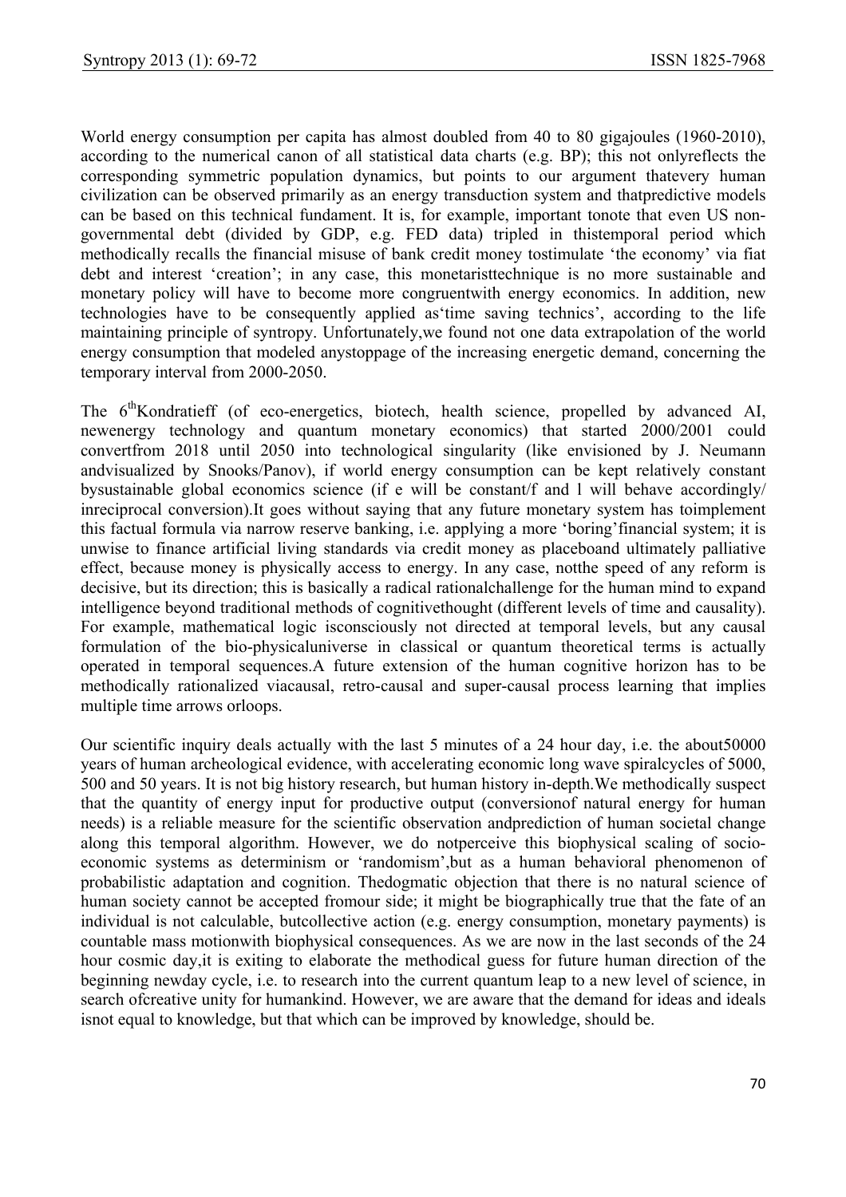World energy consumption per capita has almost doubled from 40 to 80 gigajoules (1960-2010), according to the numerical canon of all statistical data charts (e.g. BP); this not onlyreflects the corresponding symmetric population dynamics, but points to our argument thatevery human civilization can be observed primarily as an energy transduction system and thatpredictive models can be based on this technical fundament. It is, for example, important tonote that even US non-governmental debt (divided by GDP, e.g. FED data) tripled in thistemporal period which methodically recalls the financial misuse of bank credit money tostimulate 'the economy' via fiat debt and interest 'creation'; in any case, this monetaristtechnique is no more sustainable and monetary policy will have to become more congruentwith energy economics. In addition, new technologies have to be consequently applied as'time saving technics', according to the life maintaining principle of syntropy. Unfortunately,we found not one data extrapolation of the world energy consumption that modeled anystoppage of the increasing energetic demand, concerning the temporary interval from 2000-2050.

The 6[th]Kondratieff (of eco-energetics, biotech, health science, propelled by advanced AI, newenergy technology and quantum monetary economics) that started 2000/2001 could convertfrom 2018 until 2050 into technological singularity (like envisioned by J. Neumann andvisualized by Snooks/Panov), if world energy consumption can be kept relatively constant bysustainable global economics science (if e will be constant/f and l will behave accordingly/ inreciprocal conversion).It goes without saying that any future monetary system has toimplement this factual formula via narrow reserve banking, i.e. applying a more 'boring'financial system; it is unwise to finance artificial living standards via credit money as placeboand ultimately palliative effect, because money is physically access to energy. In any case, notthe speed of any reform is decisive, but its direction; this is basically a radical rationalchallenge for the human mind to expand intelligence beyond traditional methods of cognitivethought (different levels of time and causality). For example, mathematical logic isconsciously not directed at temporal levels, but any causal formulation of the bio-physicaluniverse in classical or quantum theoretical terms is actually operated in temporal sequences.A future extension of the human cognitive horizon has to be methodically rationalized viacausal, retro-causal and super-causal process learning that implies multiple time arrows orloops.

Our scientific inquiry deals actually with the last 5 minutes of a 24 hour day, i.e. the about50000 years of human archeological evidence, with accelerating economic long wave spiralcycles of 5000, 500 and 50 years. It is not big history research, but human history in-depth.We methodically suspect that the quantity of energy input for productive output (conversionof natural energy for human needs) is a reliable measure for the scientific observation andprediction of human societal change along this temporal algorithm. However, we do notperceive this biophysical scaling of socio-economic systems as determinism or 'randomism',but as a human behavioral phenomenon of probabilistic adaptation and cognition. Thedogmatic objection that there is no natural science of human society cannot be accepted fromour side; it might be biographically true that the fate of an individual is not calculable, butcollective action (e.g. energy consumption, monetary payments) is countable mass motionwith biophysical consequences. As we are now in the last seconds of the 24 hour cosmic day,it is exiting to elaborate the methodical guess for future human direction of the beginning newday cycle, i.e. to research into the current quantum leap to a new level of science, in search ofcreative unity for humankind. However, we are aware that the demand for ideas and ideals isnot equal to knowledge, but that which can be improved by knowledge, should be.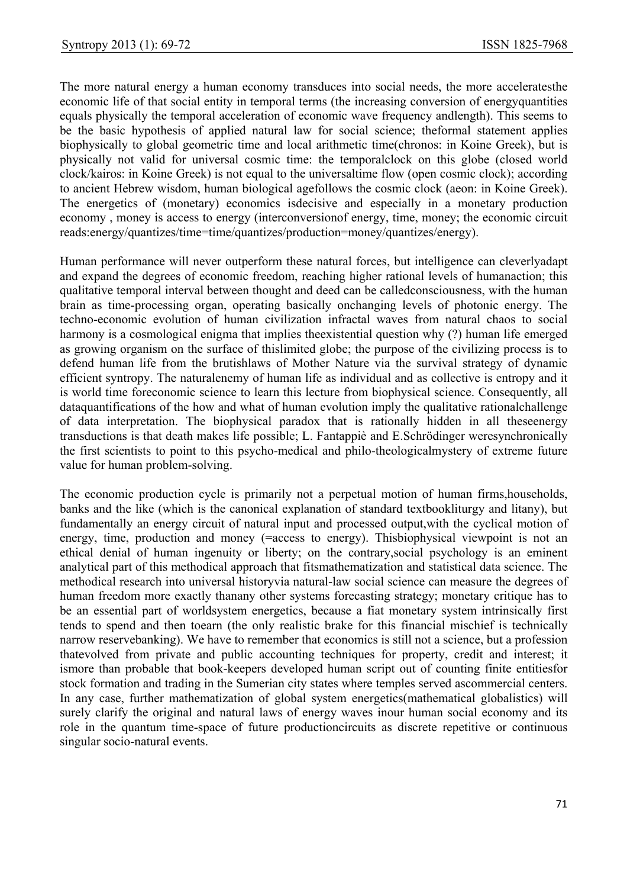The more natural energy a human economy transduces into social needs, the more acceleratesthe economic life of that social entity in temporal terms (the increasing conversion of energyquantities equals physically the temporal acceleration of economic wave frequency andlength). This seems to be the basic hypothesis of applied natural law for social science; theformal statement applies biophysically to global geometric time and local arithmetic time(chronos: in Koine Greek), but is physically not valid for universal cosmic time: the temporalclock on this globe (closed world clock/kairos: in Koine Greek) is not equal to the universaltime flow (open cosmic clock); according to ancient Hebrew wisdom, human biological agefollows the cosmic clock (aeon: in Koine Greek). The energetics of (monetary) economics isdecisive and especially in a monetary production economy , money is access to energy (interconversionof energy, time, money; the economic circuit reads:energy/quantizes/time=time/quantizes/production=money/quantizes/energy).

Human performance will never outperform these natural forces, but intelligence can cleverlyadapt and expand the degrees of economic freedom, reaching higher rational levels of humanaction; this qualitative temporal interval between thought and deed can be calledconsciousness, with the human brain as time-processing organ, operating basically onchanging levels of photonic energy. The techno-economic evolution of human civilization infractal waves from natural chaos to social harmony is a cosmological enigma that implies theexistential question why (?) human life emerged as growing organism on the surface of thislimited globe; the purpose of the civilizing process is to defend human life from the brutishlaws of Mother Nature via the survival strategy of dynamic efficient syntropy. The naturalenemy of human life as individual and as collective is entropy and it is world time foreconomic science to learn this lecture from biophysical science. Consequently, all dataquantifications of the how and what of human evolution imply the qualitative rationalchallenge of data interpretation. The biophysical paradox that is rationally hidden in all theseenergy transductions is that death makes life possible; L. Fantappiè and E.Schrödinger weresynchronically the first scientists to point to this psycho-medical and philo-theologicalmystery of extreme future value for human problem-solving.

The economic production cycle is primarily not a perpetual motion of human firms,households, banks and the like (which is the canonical explanation of standard textbookliturgy and litany), but fundamentally an energy circuit of natural input and processed output,with the cyclical motion of energy, time, production and money (=access to energy). Thisbiophysical viewpoint is not an ethical denial of human ingenuity or liberty; on the contrary,social psychology is an eminent analytical part of this methodical approach that fitsmathematization and statistical data science. The methodical research into universal historyvia natural-law social science can measure the degrees of human freedom more exactly thanany other systems forecasting strategy; monetary critique has to be an essential part of worldsystem energetics, because a fiat monetary system intrinsically first tends to spend and then toearn (the only realistic brake for this financial mischief is technically narrow reservebanking). We have to remember that economics is still not a science, but a profession thatevolved from private and public accounting techniques for property, credit and interest; it ismore than probable that book-keepers developed human script out of counting finite entitiesfor stock formation and trading in the Sumerian city states where temples served ascommercial centers. In any case, further mathematization of global system energetics(mathematical globalistics) will surely clarify the original and natural laws of energy waves inour human social economy and its role in the quantum time-space of future productioncircuits as discrete repetitive or continuous singular socio-natural events.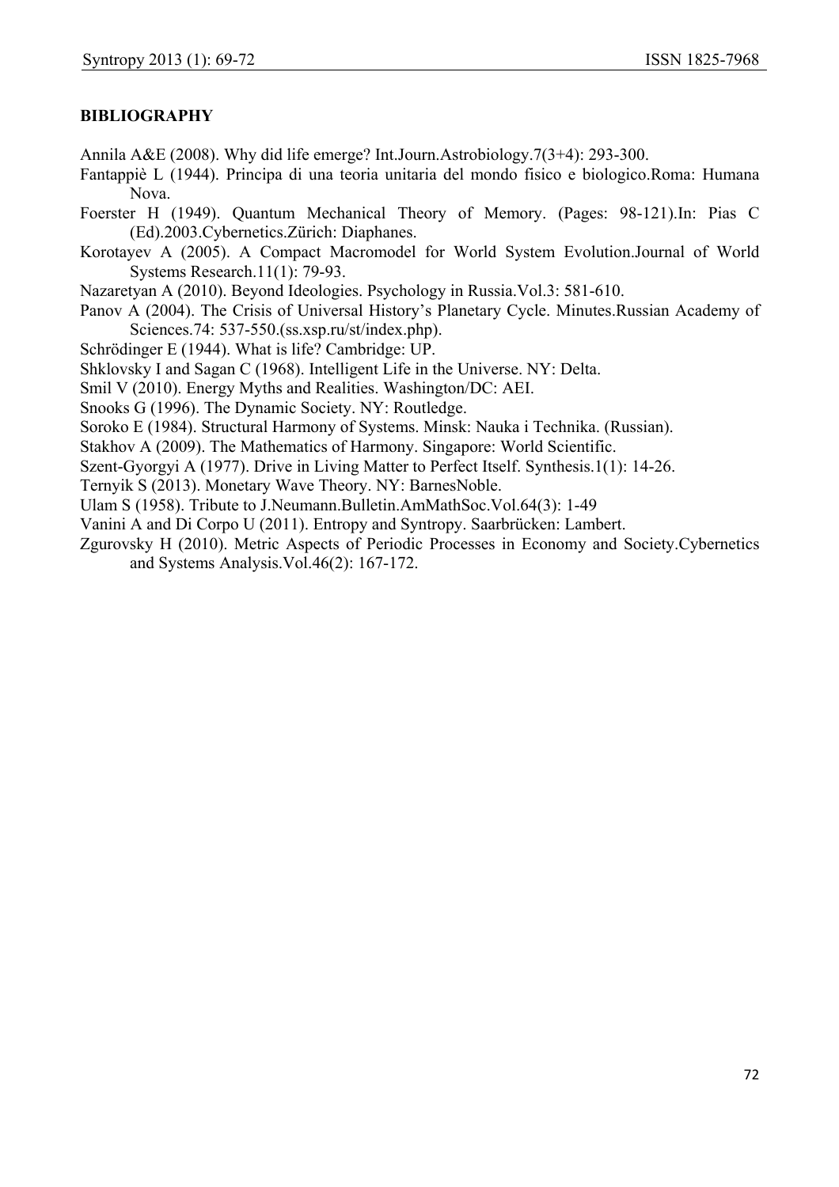**BIBLIOGRAPHY**

Annila A&E (2008). Why did life emerge? Int.Journ.Astrobiology.7(3+4): 293-300.

Fantappiè L (1944). Principa di una teoria unitaria del mondo fisico e biologico.Roma: Humana Nova.

Foerster H (1949). Quantum Mechanical Theory of Memory. (Pages: 98-121).In: Pias C (Ed).2003.Cybernetics.Zürich: Diaphanes.

Korotayev A (2005). A Compact Macromodel for World System Evolution.Journal of World Systems Research.11(1): 79-93.

Nazaretyan A (2010). Beyond Ideologies. Psychology in Russia.Vol.3: 581-610.

Panov A (2004). The Crisis of Universal History's Planetary Cycle. Minutes.Russian Academy of Sciences.74: 537-550.(ss.xsp.ru/st/index.php).

Schrödinger E (1944). What is life? Cambridge: UP.

Shklovsky I and Sagan C (1968). Intelligent Life in the Universe. NY: Delta.

Smil V (2010). Energy Myths and Realities. Washington/DC: AEI.

Snooks G (1996). The Dynamic Society. NY: Routledge.

Soroko E (1984). Structural Harmony of Systems. Minsk: Nauka i Technika. (Russian).

Stakhov A (2009). The Mathematics of Harmony. Singapore: World Scientific.

Szent-Gyorgyi A (1977). Drive in Living Matter to Perfect Itself. Synthesis.1(1): 14-26.

Ternyik S (2013). Monetary Wave Theory. NY: BarnesNoble.

Ulam S (1958). Tribute to J.Neumann.Bulletin.AmMathSoc.Vol.64(3): 1-49

Vanini A and Di Corpo U (2011). Entropy and Syntropy. Saarbrücken: Lambert.

Zgurovsky H (2010). Metric Aspects of Periodic Processes in Economy and Society.Cybernetics and Systems Analysis.Vol.46(2): 167-172.